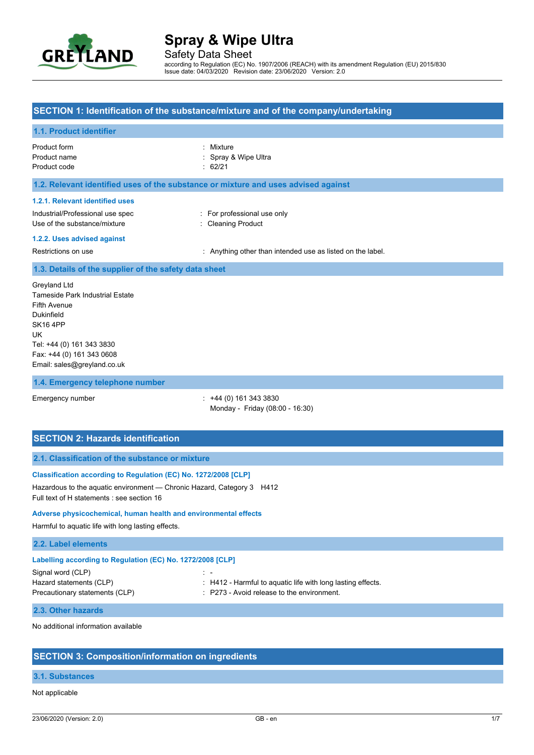# Spray & Wipe Ultra

Safety Data Sheet

according to Regulation (EC) No. 1907/2006 (REACH) with its amendment Regulation (EU) 2015/830
Issue date: 04/03/2020 Revision date: 23/06/2020 Version: 2.0

## SECTION 1: Identification of the substance/mixture and of the company/undertaking

### 1.1. Product identifier

| | |
|---|---|
| Product form | : Mixture |
| Product name | : Spray & Wipe Ultra |
| Product code | : 62/21 |

### 1.2. Relevant identified uses of the substance or mixture and uses advised against

#### 1.2.1. Relevant identified uses

| | |
|---|---|
| Industrial/Professional use spec | : For professional use only |
| Use of the substance/mixture | : Cleaning Product |

#### 1.2.2. Uses advised against

| | |
|---|---|
| Restrictions on use | : Anything other than intended use as listed on the label. |

### 1.3. Details of the supplier of the safety data sheet

Greyland Ltd
Tameside Park Industrial Estate
Fifth Avenue
Dukinfield
SK16 4PP
UK
Tel: +44 (0) 161 343 3830
Fax: +44 (0) 161 343 0608
Email: sales@greyland.co.uk

### 1.4. Emergency telephone number

| | |
|---|---|
| Emergency number | : +44 (0) 161 343 3830<br>Monday - Friday (08:00 - 16:30) |

## SECTION 2: Hazards identification

### 2.1. Classification of the substance or mixture

#### Classification according to Regulation (EC) No. 1272/2008 [CLP]

Hazardous to the aquatic environment — Chronic Hazard, Category 3 H412
Full text of H statements : see section 16

#### Adverse physicochemical, human health and environmental effects

Harmful to aquatic life with long lasting effects.

### 2.2. Label elements

#### Labelling according to Regulation (EC) No. 1272/2008 [CLP]

| | |
|---|---|
| Signal word (CLP) | : - |
| Hazard statements (CLP) | : H412 - Harmful to aquatic life with long lasting effects. |
| Precautionary statements (CLP) | : P273 - Avoid release to the environment. |

### 2.3. Other hazards

No additional information available

## SECTION 3: Composition/information on ingredients

### 3.1. Substances

Not applicable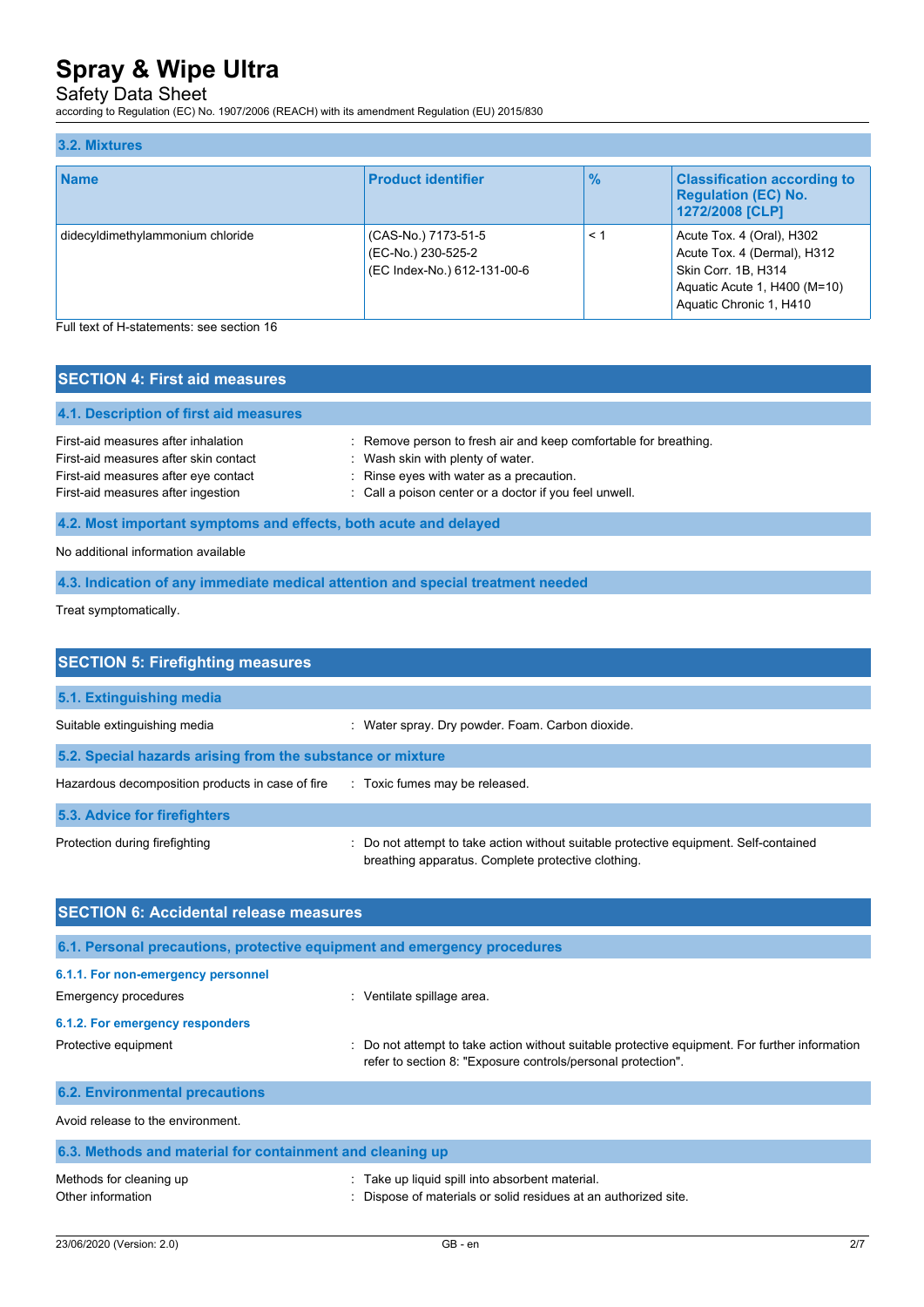### 3.2. Mixtures

| Name | Product identifier | % | Classification according to Regulation (EC) No. 1272/2008 [CLP] |
|---|---|---|---|
| didecyldimethylammonium chloride | (CAS-No.) 7173-51-5<br>(EC-No.) 230-525-2<br>(EC Index-No.) 612-131-00-6 | < 1 | Acute Tox. 4 (Oral), H302<br>Acute Tox. 4 (Dermal), H312<br>Skin Corr. 1B, H314<br>Aquatic Acute 1, H400 (M=10)<br>Aquatic Chronic 1, H410 |

Full text of H-statements: see section 16

## SECTION 4: First aid measures

### 4.1. Description of first aid measures

First-aid measures after inhalation : Remove person to fresh air and keep comfortable for breathing.
First-aid measures after skin contact : Wash skin with plenty of water.
First-aid measures after eye contact : Rinse eyes with water as a precaution.
First-aid measures after ingestion : Call a poison center or a doctor if you feel unwell.

### 4.2. Most important symptoms and effects, both acute and delayed

No additional information available

### 4.3. Indication of any immediate medical attention and special treatment needed

Treat symptomatically.

## SECTION 5: Firefighting measures

### 5.1. Extinguishing media

Suitable extinguishing media : Water spray. Dry powder. Foam. Carbon dioxide.

### 5.2. Special hazards arising from the substance or mixture

Hazardous decomposition products in case of fire : Toxic fumes may be released.

### 5.3. Advice for firefighters

Protection during firefighting : Do not attempt to take action without suitable protective equipment. Self-contained breathing apparatus. Complete protective clothing.

## SECTION 6: Accidental release measures

### 6.1. Personal precautions, protective equipment and emergency procedures

#### 6.1.1. For non-emergency personnel

Emergency procedures : Ventilate spillage area.

#### 6.1.2. For emergency responders

Protective equipment : Do not attempt to take action without suitable protective equipment. For further information refer to section 8: "Exposure controls/personal protection".

### 6.2. Environmental precautions

Avoid release to the environment.

### 6.3. Methods and material for containment and cleaning up

Methods for cleaning up : Take up liquid spill into absorbent material.
Other information : Dispose of materials or solid residues at an authorized site.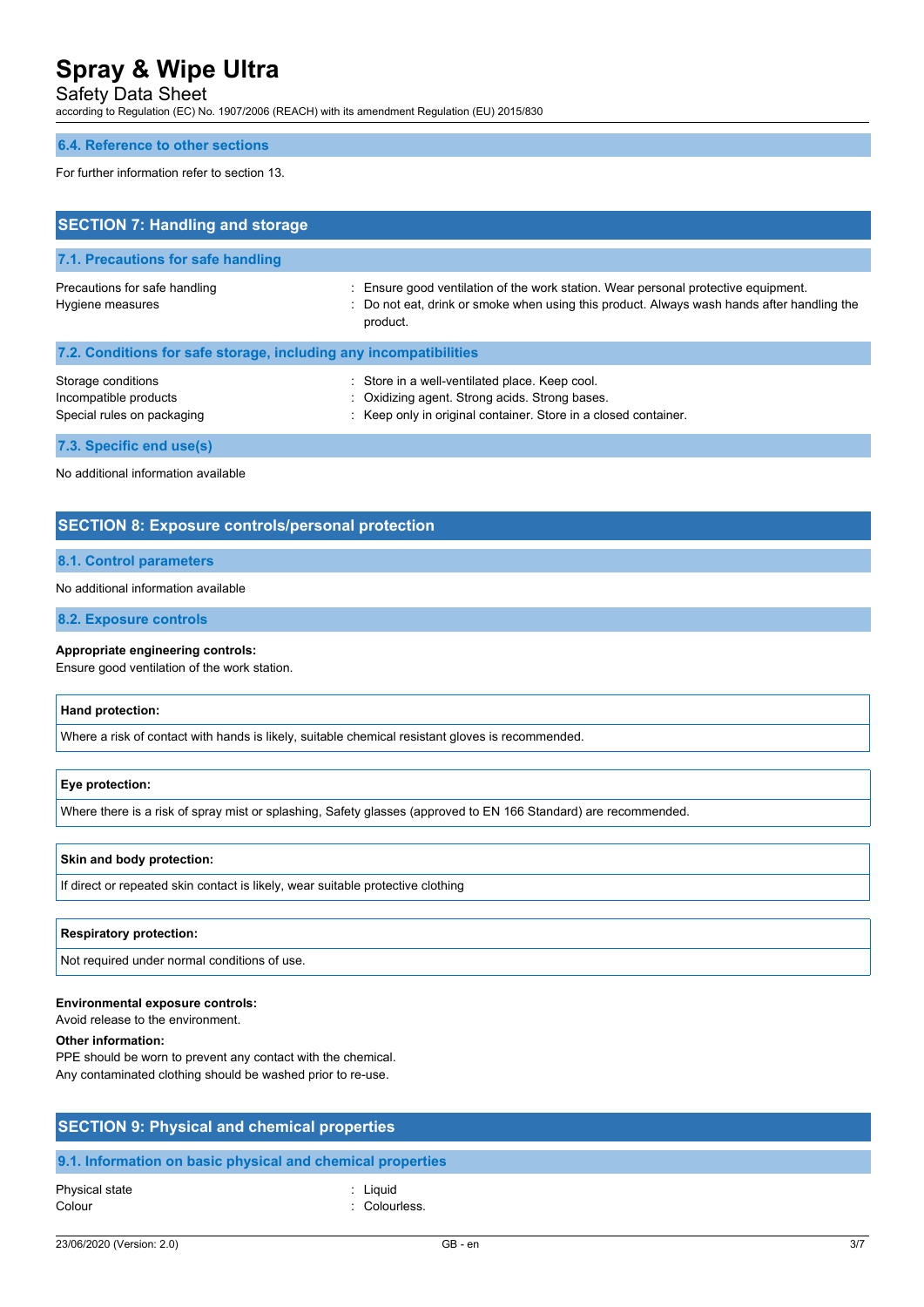### 6.4. Reference to other sections

For further information refer to section 13.

## SECTION 7: Handling and storage

### 7.1. Precautions for safe handling

| | |
|---|---|
| Precautions for safe handling | : Ensure good ventilation of the work station. Wear personal protective equipment. |
| Hygiene measures | : Do not eat, drink or smoke when using this product. Always wash hands after handling the product. |

### 7.2. Conditions for safe storage, including any incompatibilities

| | |
|---|---|
| Storage conditions | : Store in a well-ventilated place. Keep cool. |
| Incompatible products | : Oxidizing agent. Strong acids. Strong bases. |
| Special rules on packaging | : Keep only in original container. Store in a closed container. |

### 7.3. Specific end use(s)

No additional information available

## SECTION 8: Exposure controls/personal protection

### 8.1. Control parameters

No additional information available

### 8.2. Exposure controls

**Appropriate engineering controls:**
Ensure good ventilation of the work station.

| **Hand protection:** |
|---|
| Where a risk of contact with hands is likely, suitable chemical resistant gloves is recommended. |

| **Eye protection:** |
|---|
| Where there is a risk of spray mist or splashing, Safety glasses (approved to EN 166 Standard) are recommended. |

| **Skin and body protection:** |
|---|
| If direct or repeated skin contact is likely, wear suitable protective clothing |

| **Respiratory protection:** |
|---|
| Not required under normal conditions of use. |

**Environmental exposure controls:**
Avoid release to the environment.

**Other information:**
PPE should be worn to prevent any contact with the chemical.
Any contaminated clothing should be washed prior to re-use.

## SECTION 9: Physical and chemical properties

### 9.1. Information on basic physical and chemical properties

| | |
|---|---|
| Physical state | : Liquid |
| Colour | : Colourless. |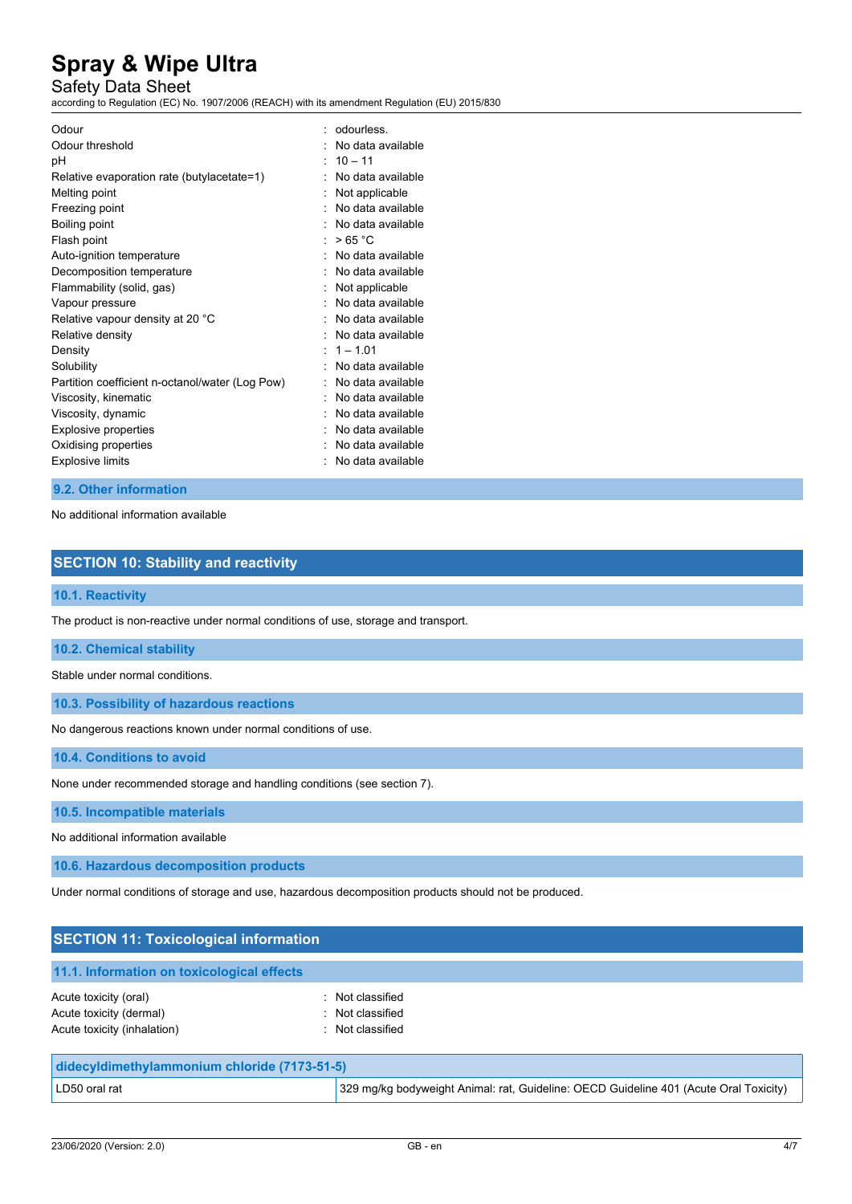| | |
|---|---|
| Odour | : odourless. |
| Odour threshold | : No data available |
| pH | : 10 – 11 |
| Relative evaporation rate (butylacetate=1) | : No data available |
| Melting point | : Not applicable |
| Freezing point | : No data available |
| Boiling point | : No data available |
| Flash point | : > 65 °C |
| Auto-ignition temperature | : No data available |
| Decomposition temperature | : No data available |
| Flammability (solid, gas) | : Not applicable |
| Vapour pressure | : No data available |
| Relative vapour density at 20 °C | : No data available |
| Relative density | : No data available |
| Density | : 1 – 1.01 |
| Solubility | : No data available |
| Partition coefficient n-octanol/water (Log Pow) | : No data available |
| Viscosity, kinematic | : No data available |
| Viscosity, dynamic | : No data available |
| Explosive properties | : No data available |
| Oxidising properties | : No data available |
| Explosive limits | : No data available |

### 9.2. Other information

No additional information available

## SECTION 10: Stability and reactivity

### 10.1. Reactivity

The product is non-reactive under normal conditions of use, storage and transport.

### 10.2. Chemical stability

Stable under normal conditions.

### 10.3. Possibility of hazardous reactions

No dangerous reactions known under normal conditions of use.

### 10.4. Conditions to avoid

None under recommended storage and handling conditions (see section 7).

### 10.5. Incompatible materials

No additional information available

### 10.6. Hazardous decomposition products

Under normal conditions of storage and use, hazardous decomposition products should not be produced.

## SECTION 11: Toxicological information

### 11.1. Information on toxicological effects

| | |
|---|---|
| Acute toxicity (oral) | : Not classified |
| Acute toxicity (dermal) | : Not classified |
| Acute toxicity (inhalation) | : Not classified |

| didecyldimethylammonium chloride (7173-51-5) | |
|---|---|
| LD50 oral rat | 329 mg/kg bodyweight Animal: rat, Guideline: OECD Guideline 401 (Acute Oral Toxicity) |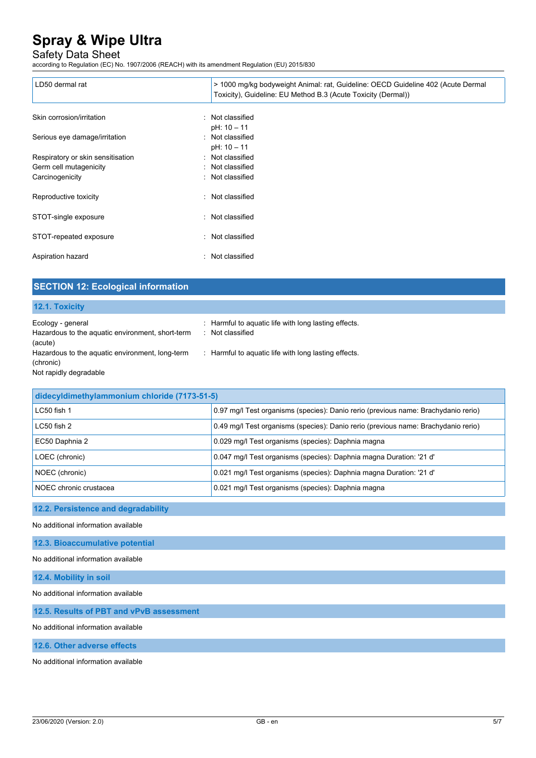| LD50 dermal rat | > 1000 mg/kg bodyweight Animal: rat, Guideline: OECD Guideline 402 (Acute Dermal Toxicity), Guideline: EU Method B.3 (Acute Toxicity (Dermal)) |
|---|---|

Skin corrosion/irritation : Not classified
pH: 10 – 11

Serious eye damage/irritation : Not classified
pH: 10 – 11

Respiratory or skin sensitisation : Not classified

Germ cell mutagenicity : Not classified

Carcinogenicity : Not classified

Reproductive toxicity : Not classified

STOT-single exposure : Not classified

STOT-repeated exposure : Not classified

Aspiration hazard : Not classified

## SECTION 12: Ecological information

### 12.1. Toxicity

Ecology - general : Harmful to aquatic life with long lasting effects.

Hazardous to the aquatic environment, short-term (acute) : Not classified

Hazardous to the aquatic environment, long-term (chronic) : Harmful to aquatic life with long lasting effects.

Not rapidly degradable

| didecyldimethylammonium chloride (7173-51-5) | |
|---|---|
| LC50 fish 1 | 0.97 mg/l Test organisms (species): Danio rerio (previous name: Brachydanio rerio) |
| LC50 fish 2 | 0.49 mg/l Test organisms (species): Danio rerio (previous name: Brachydanio rerio) |
| EC50 Daphnia 2 | 0.029 mg/l Test organisms (species): Daphnia magna |
| LOEC (chronic) | 0.047 mg/l Test organisms (species): Daphnia magna Duration: '21 d' |
| NOEC (chronic) | 0.021 mg/l Test organisms (species): Daphnia magna Duration: '21 d' |
| NOEC chronic crustacea | 0.021 mg/l Test organisms (species): Daphnia magna |

### 12.2. Persistence and degradability

No additional information available

### 12.3. Bioaccumulative potential

No additional information available

### 12.4. Mobility in soil

No additional information available

### 12.5. Results of PBT and vPvB assessment

No additional information available

### 12.6. Other adverse effects

No additional information available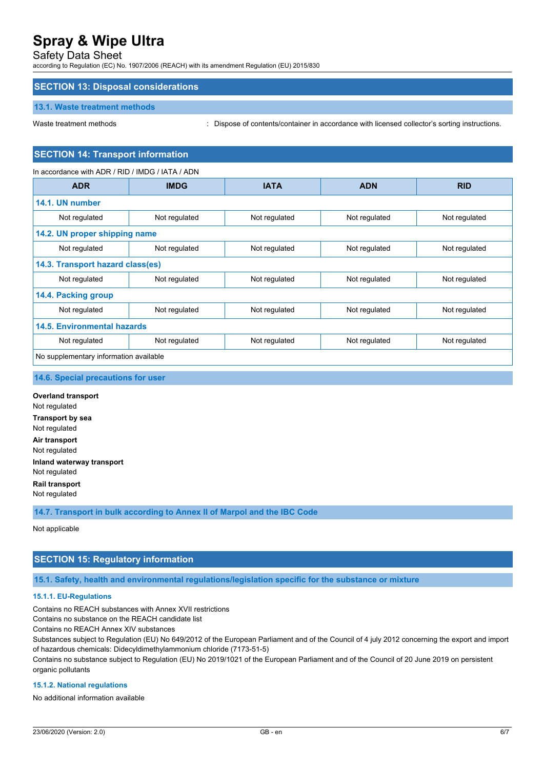## SECTION 13: Disposal considerations

### 13.1. Waste treatment methods

Waste treatment methods : Dispose of contents/container in accordance with licensed collector's sorting instructions.

## SECTION 14: Transport information

In accordance with ADR / RID / IMDG / IATA / ADN

| ADR | IMDG | IATA | ADN | RID |
|---|---|---|---|---|
| **14.1. UN number** | | | | |
| Not regulated | Not regulated | Not regulated | Not regulated | Not regulated |
| **14.2. UN proper shipping name** | | | | |
| Not regulated | Not regulated | Not regulated | Not regulated | Not regulated |
| **14.3. Transport hazard class(es)** | | | | |
| Not regulated | Not regulated | Not regulated | Not regulated | Not regulated |
| **14.4. Packing group** | | | | |
| Not regulated | Not regulated | Not regulated | Not regulated | Not regulated |
| **14.5. Environmental hazards** | | | | |
| Not regulated | Not regulated | Not regulated | Not regulated | Not regulated |
| No supplementary information available | | | | |

### 14.6. Special precautions for user

**Overland transport**
Not regulated

**Transport by sea**
Not regulated

**Air transport**
Not regulated

**Inland waterway transport**
Not regulated

**Rail transport**
Not regulated

### 14.7. Transport in bulk according to Annex II of Marpol and the IBC Code

Not applicable

## SECTION 15: Regulatory information

### 15.1. Safety, health and environmental regulations/legislation specific for the substance or mixture

#### 15.1.1. EU-Regulations

Contains no REACH substances with Annex XVII restrictions
Contains no substance on the REACH candidate list
Contains no REACH Annex XIV substances
Substances subject to Regulation (EU) No 649/2012 of the European Parliament and of the Council of 4 july 2012 concerning the export and import of hazardous chemicals: Didecyldimethylammonium chloride (7173-51-5)
Contains no substance subject to Regulation (EU) No 2019/1021 of the European Parliament and of the Council of 20 June 2019 on persistent organic pollutants

#### 15.1.2. National regulations

No additional information available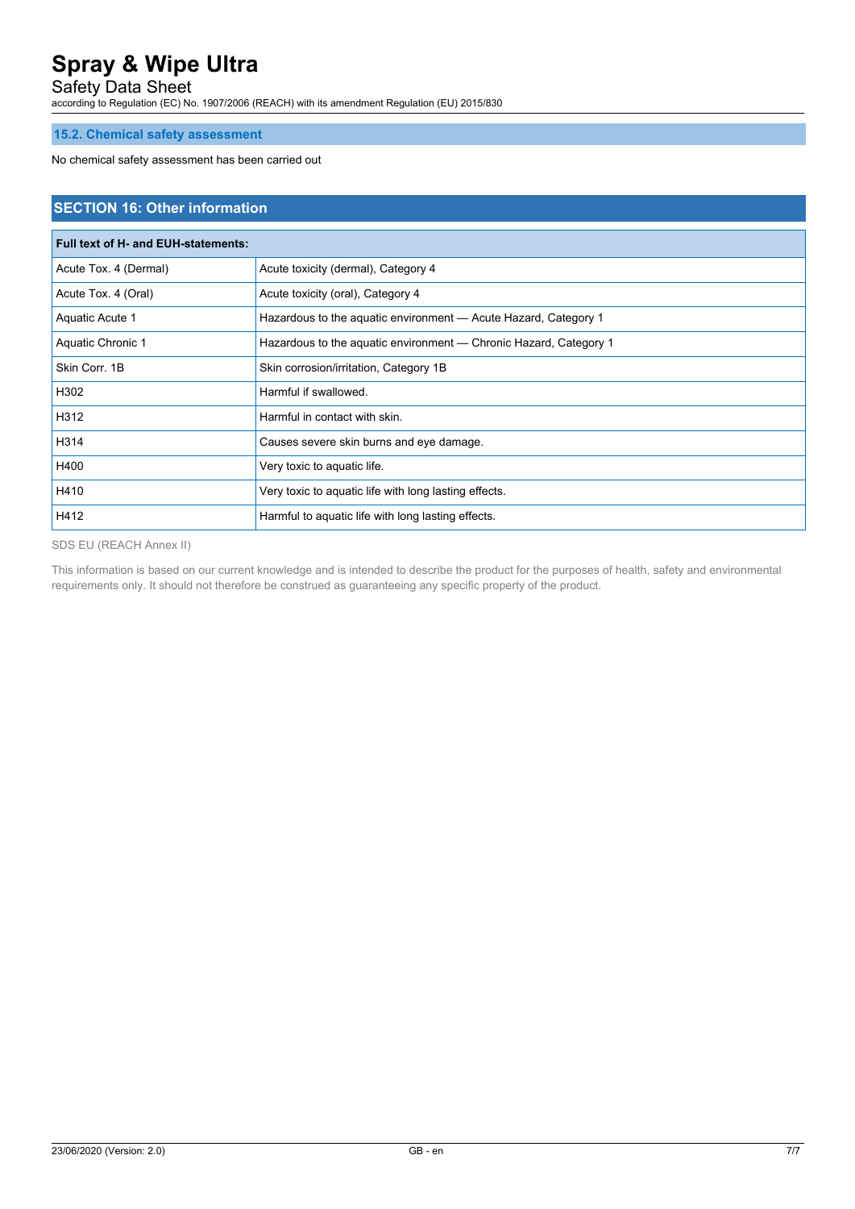### 15.2. Chemical safety assessment

No chemical safety assessment has been carried out

## SECTION 16: Other information

| Full text of H- and EUH-statements: | |
|---|---|
| Acute Tox. 4 (Dermal) | Acute toxicity (dermal), Category 4 |
| Acute Tox. 4 (Oral) | Acute toxicity (oral), Category 4 |
| Aquatic Acute 1 | Hazardous to the aquatic environment — Acute Hazard, Category 1 |
| Aquatic Chronic 1 | Hazardous to the aquatic environment — Chronic Hazard, Category 1 |
| Skin Corr. 1B | Skin corrosion/irritation, Category 1B |
| H302 | Harmful if swallowed. |
| H312 | Harmful in contact with skin. |
| H314 | Causes severe skin burns and eye damage. |
| H400 | Very toxic to aquatic life. |
| H410 | Very toxic to aquatic life with long lasting effects. |
| H412 | Harmful to aquatic life with long lasting effects. |

SDS EU (REACH Annex II)

This information is based on our current knowledge and is intended to describe the product for the purposes of health, safety and environmental requirements only. It should not therefore be construed as guaranteeing any specific property of the product.